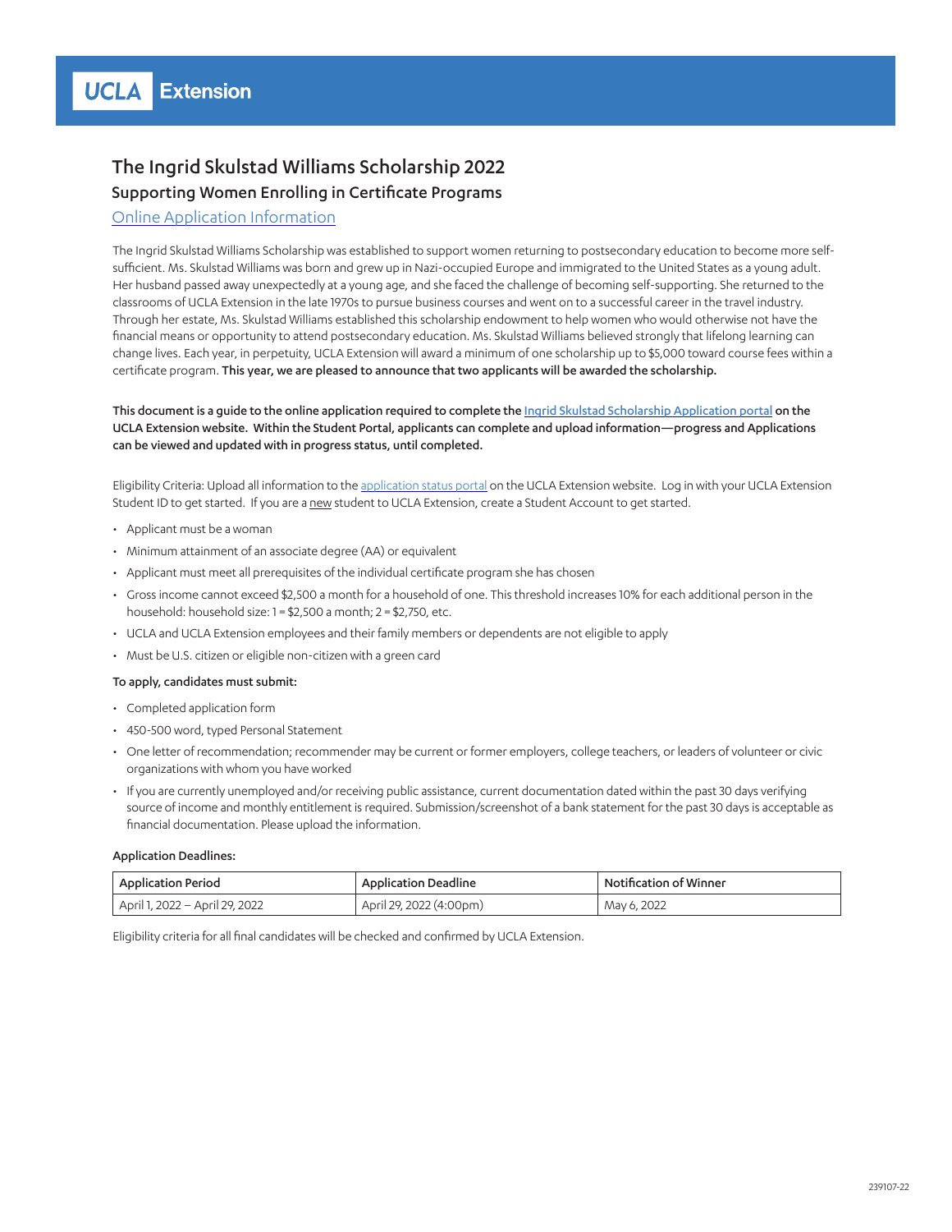UCLA Extension

# The Ingrid Skulstad Williams Scholarship 2022

## Supporting Women Enrolling in Certificate Programs

Online Application Information

The Ingrid Skulstad Williams Scholarship was established to support women returning to postsecondary education to become more self-sufficient. Ms. Skulstad Williams was born and grew up in Nazi-occupied Europe and immigrated to the United States as a young adult. Her husband passed away unexpectedly at a young age, and she faced the challenge of becoming self-supporting. She returned to the classrooms of UCLA Extension in the late 1970s to pursue business courses and went on to a successful career in the travel industry. Through her estate, Ms. Skulstad Williams established this scholarship endowment to help women who would otherwise not have the financial means or opportunity to attend postsecondary education. Ms. Skulstad Williams believed strongly that lifelong learning can change lives. Each year, in perpetuity, UCLA Extension will award a minimum of one scholarship up to $5,000 toward course fees within a certificate program. **This year, we are pleased to announce that two applicants will be awarded the scholarship.**

**This document is a guide to the online application required to complete the Ingrid Skulstad Scholarship Application portal on the UCLA Extension website. Within the Student Portal, applicants can complete and upload information—progress and Applications can be viewed and updated with in progress status, until completed.**

Eligibility Criteria: Upload all information to the application status portal on the UCLA Extension website. Log in with your UCLA Extension Student ID to get started. If you are a new student to UCLA Extension, create a Student Account to get started.

- Applicant must be a woman
- Minimum attainment of an associate degree (AA) or equivalent
- Applicant must meet all prerequisites of the individual certificate program she has chosen
- Gross income cannot exceed $2,500 a month for a household of one. This threshold increases 10% for each additional person in the household: household size: 1 = $2,500 a month; 2 = $2,750, etc.
- UCLA and UCLA Extension employees and their family members or dependents are not eligible to apply
- Must be U.S. citizen or eligible non-citizen with a green card

**To apply, candidates must submit:**

- Completed application form
- 450-500 word, typed Personal Statement
- One letter of recommendation; recommender may be current or former employers, college teachers, or leaders of volunteer or civic organizations with whom you have worked
- If you are currently unemployed and/or receiving public assistance, current documentation dated within the past 30 days verifying source of income and monthly entitlement is required. Submission/screenshot of a bank statement for the past 30 days is acceptable as financial documentation. Please upload the information.

**Application Deadlines:**

| Application Period | Application Deadline | Notification of Winner |
|---|---|---|
| April 1, 2022 – April 29, 2022 | April 29, 2022 (4:00pm) | May 6, 2022 |

Eligibility criteria for all final candidates will be checked and confirmed by UCLA Extension.

239107-22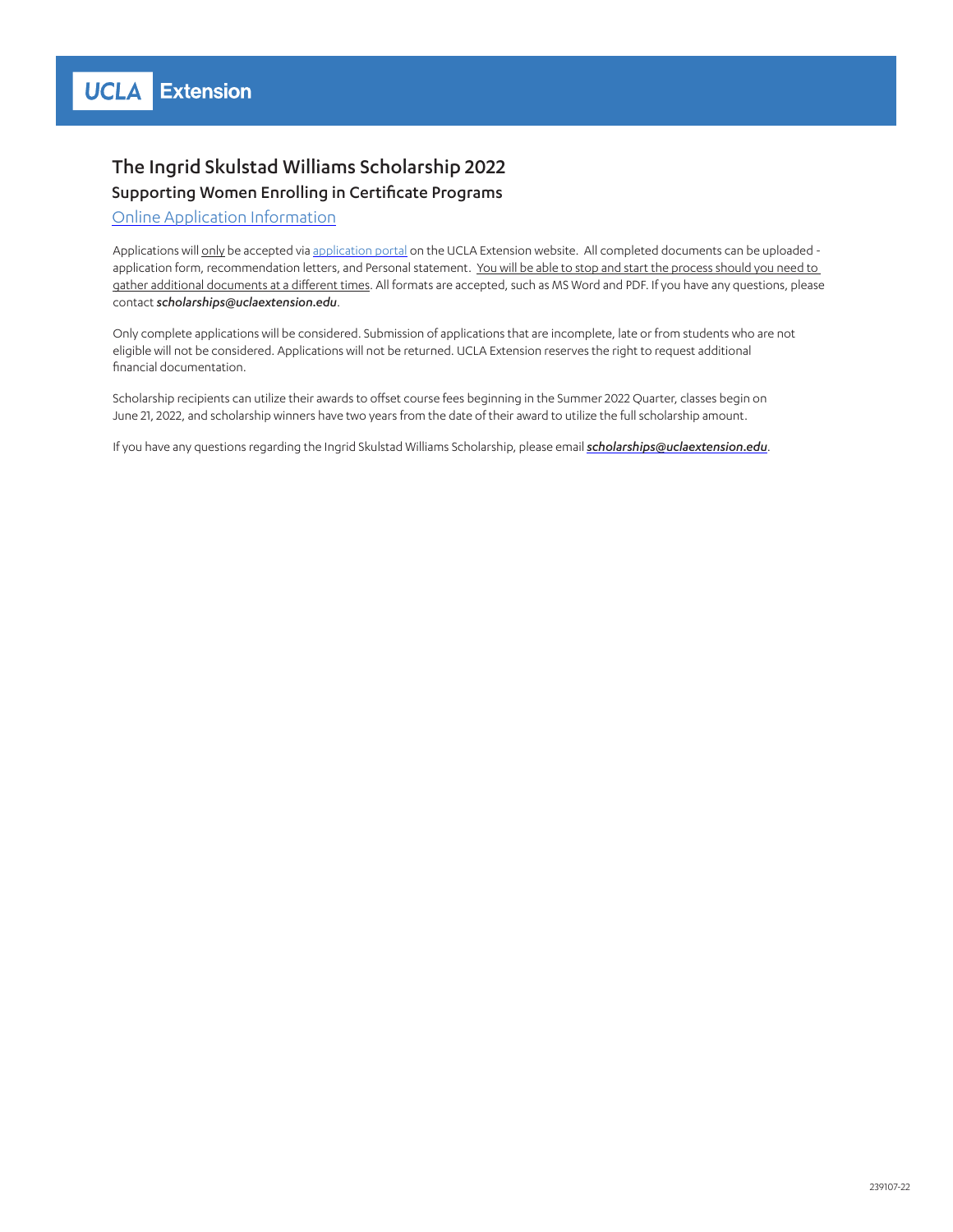# The Ingrid Skulstad Williams Scholarship 2022

## Supporting Women Enrolling in Certificate Programs

Online Application Information

Applications will only be accepted via application portal on the UCLA Extension website. All completed documents can be uploaded - application form, recommendation letters, and Personal statement. You will be able to stop and start the process should you need to gather additional documents at a different times. All formats are accepted, such as MS Word and PDF. If you have any questions, please contact ***scholarships@uclaextension.edu***.

Only complete applications will be considered. Submission of applications that are incomplete, late or from students who are not eligible will not be considered. Applications will not be returned. UCLA Extension reserves the right to request additional financial documentation.

Scholarship recipients can utilize their awards to offset course fees beginning in the Summer 2022 Quarter, classes begin on June 21, 2022, and scholarship winners have two years from the date of their award to utilize the full scholarship amount.

If you have any questions regarding the Ingrid Skulstad Williams Scholarship, please email ***scholarships@uclaextension.edu***.

239107-22